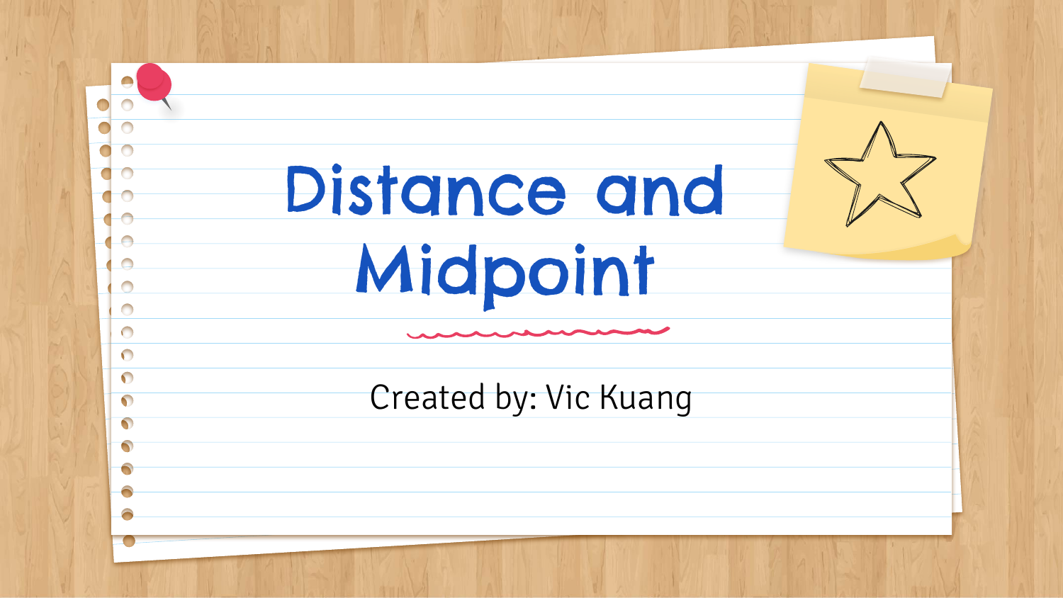# Distance and Midpoint

Created by: Vic Kuang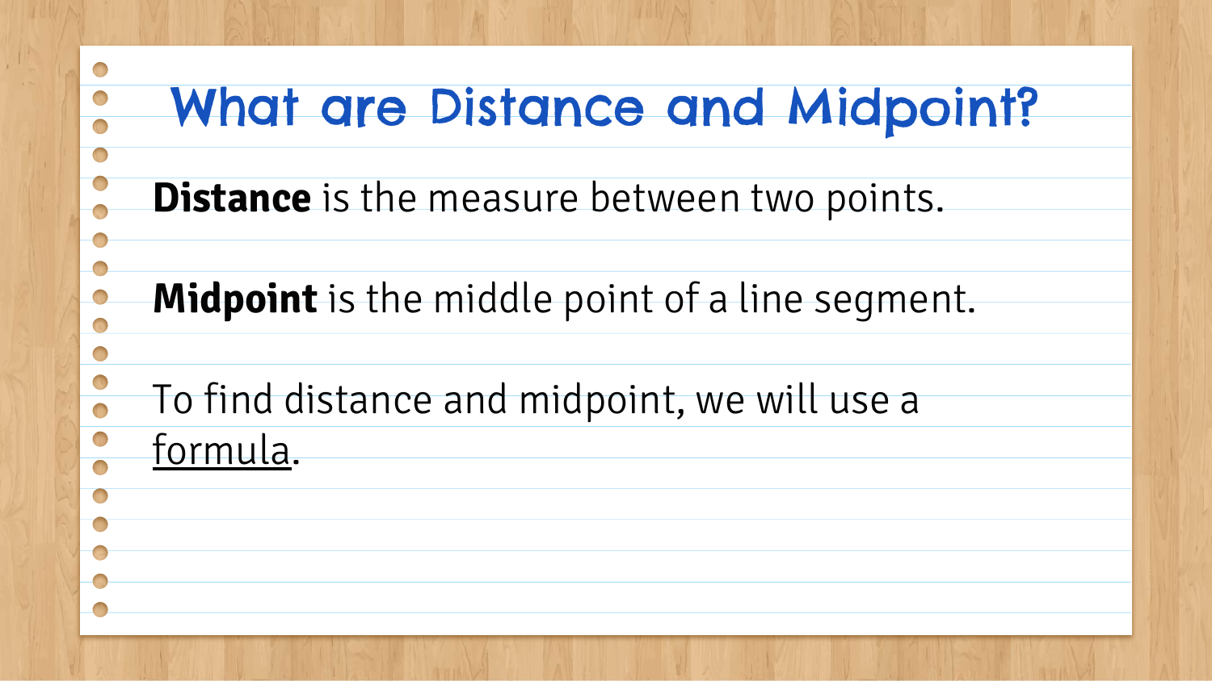# What are Distance and Midpoint?

**Distance** is the measure between two points.

**Midpoint** is the middle point of a line segment.

To find distance and midpoint, we will use a <u>formula</u>.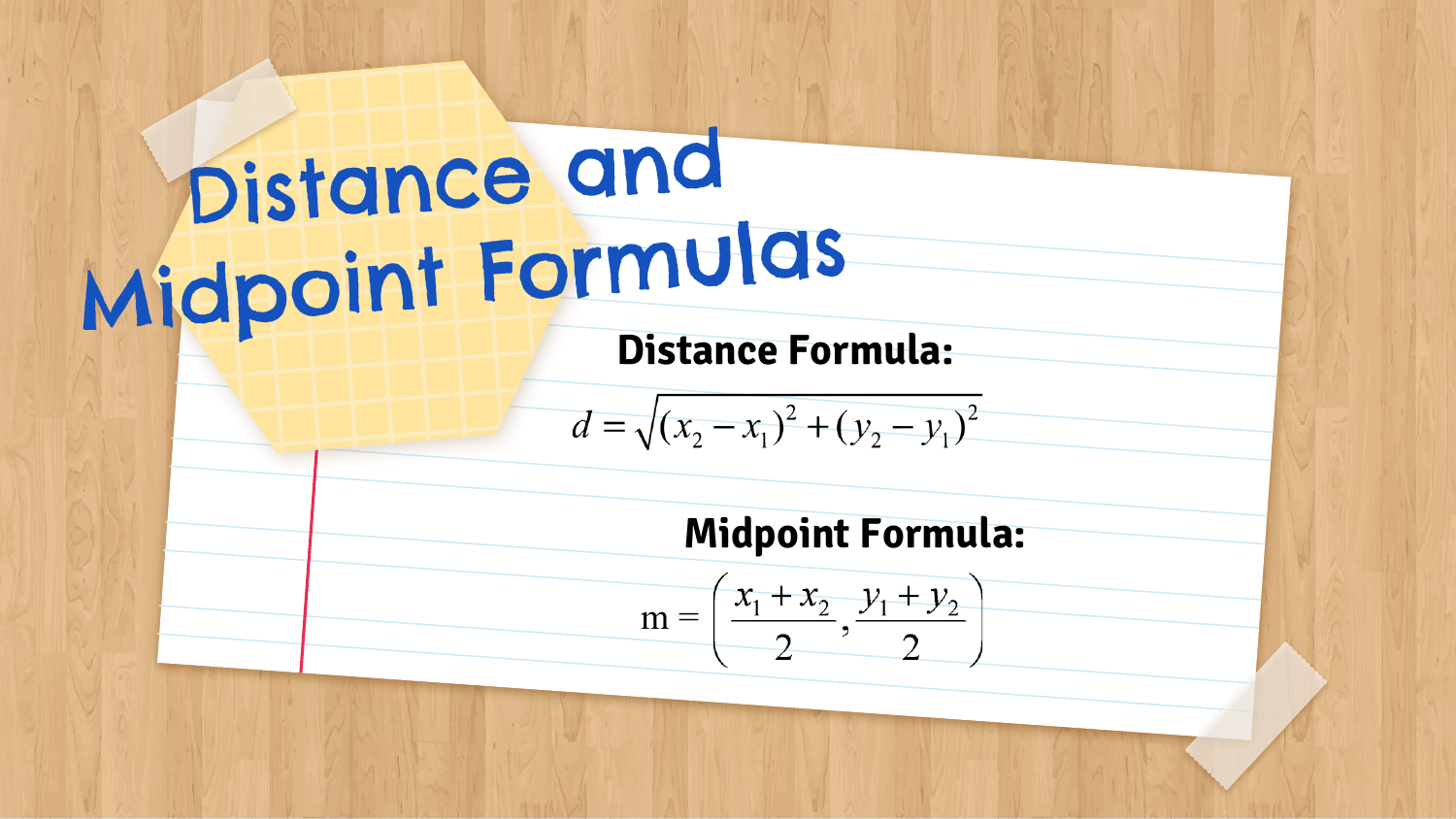# Distance and Midpoint Formulas

**Distance Formula:**

$$d = \sqrt{(x_2 - x_1)^2 + (y_2 - y_1)^2}$$

**Midpoint Formula:**

$$\text{m} = \left( \frac{x_1 + x_2}{2}, \frac{y_1 + y_2}{2} \right)$$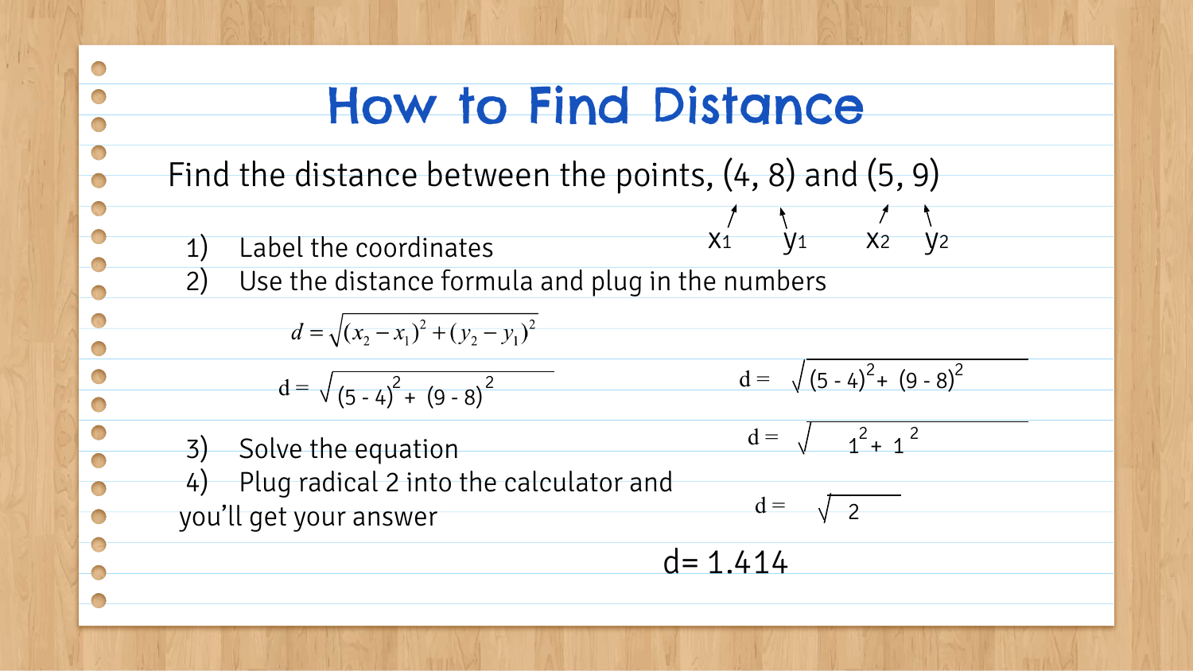# How to Find Distance

Find the distance between the points, (4, 8) and (5, 9)

$x_1$ $y_1$ $x_2$ $y_2$

1) Label the coordinates
2) Use the distance formula and plug in the numbers

$$d = \sqrt{(x_2 - x_1)^2 + (y_2 - y_1)^2}$$

$$d = \sqrt{(5 - 4)^2 + (9 - 8)^2}$$

3) Solve the equation
4) Plug radical 2 into the calculator and you'll get your answer

$$d = \sqrt{(5 - 4)^2 + (9 - 8)^2}$$

$$d = \sqrt{1^2 + 1^2}$$

$$d = \sqrt{2}$$

$$d = 1.414$$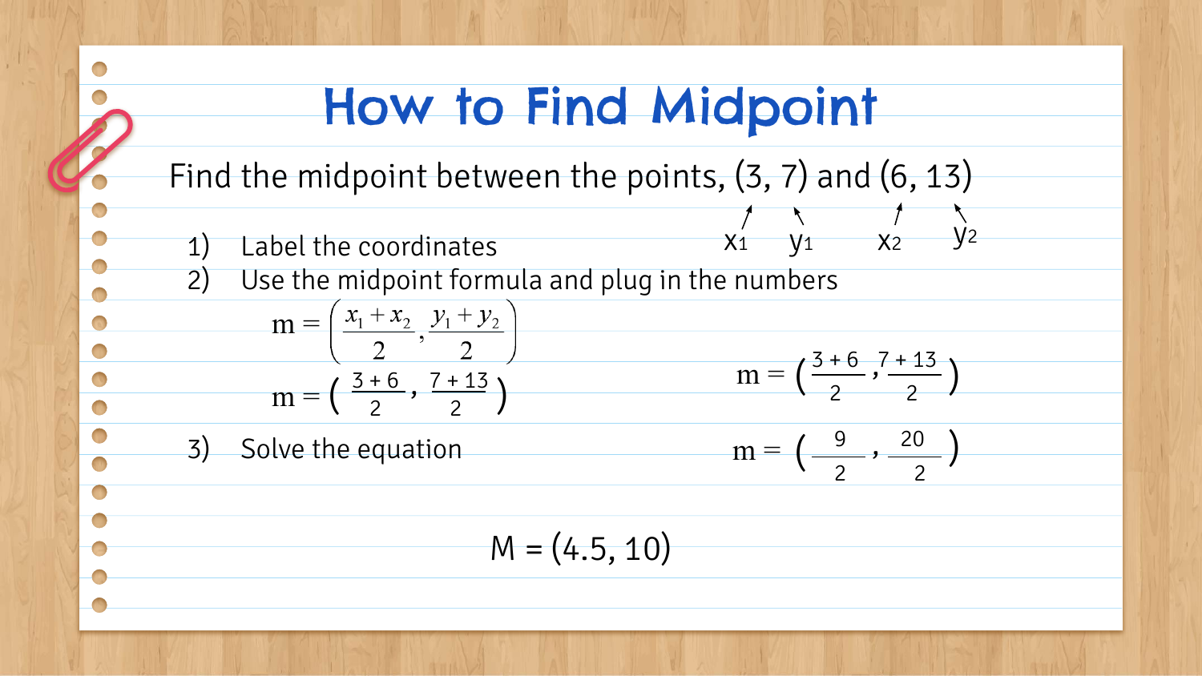# How to Find Midpoint

Find the midpoint between the points, (3, 7) and (6, 13)

$x_1$ $y_1$ $x_2$ $y_2$

1) Label the coordinates
2) Use the midpoint formula and plug in the numbers

$$m = \left( \frac{x_1 + x_2}{2}, \frac{y_1 + y_2}{2} \right)$$

$$m = \left( \frac{3+6}{2}, \frac{7+13}{2} \right)$$

3) Solve the equation

$$m = \left( \frac{3+6}{2}, \frac{7+13}{2} \right)$$

$$m = \left( \frac{9}{2}, \frac{20}{2} \right)$$

M = (4.5, 10)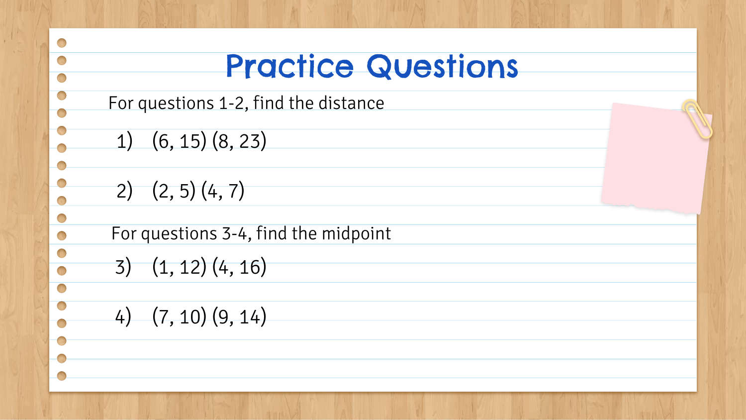# Practice Questions

For questions 1-2, find the distance

1) (6, 15) (8, 23)

2) (2, 5) (4, 7)

For questions 3-4, find the midpoint

3) (1, 12) (4, 16)

4) (7, 10) (9, 14)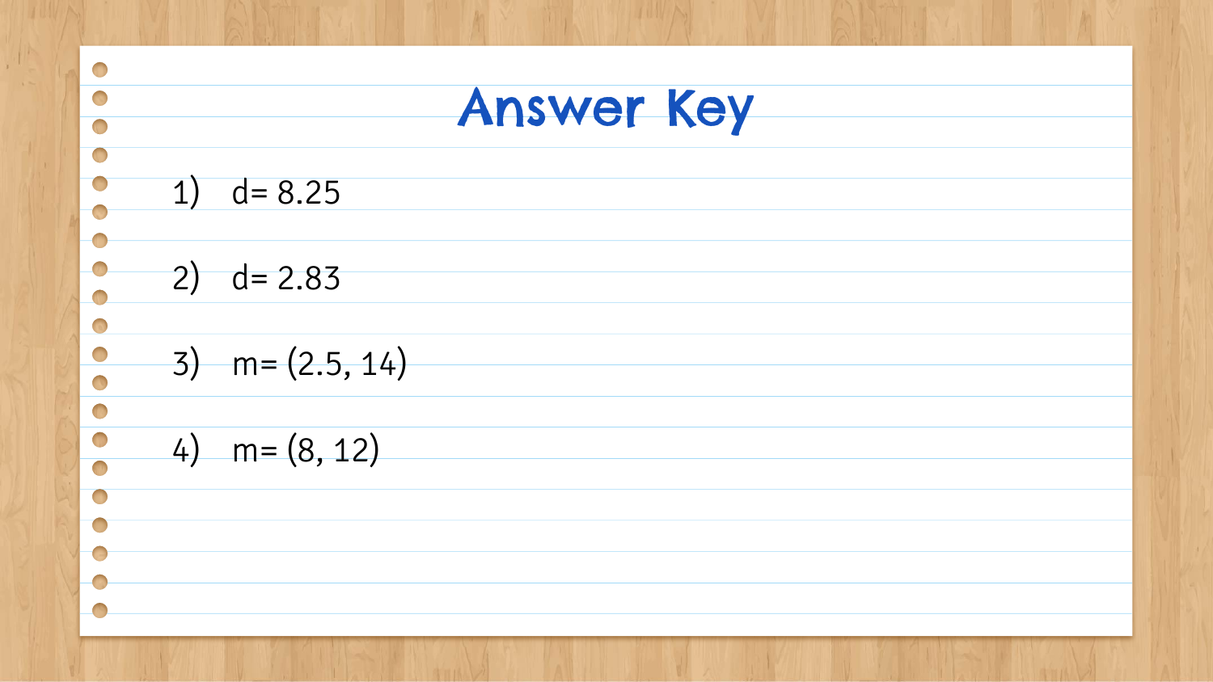# Answer Key

1) $d = 8.25$

2) $d = 2.83$

3) $m = (2.5, 14)$

4) $m = (8, 12)$